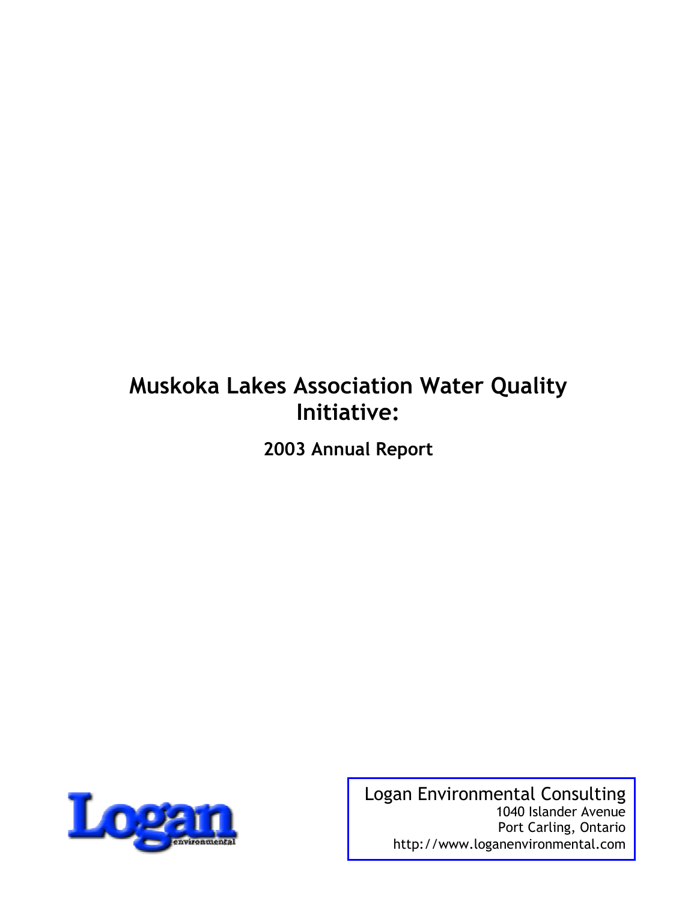# Muskoka Lakes Association Water Quality Initiative:

## 2003 Annual Report

Logan

environmental

Logan Environmental Consulting
1040 Islander Avenue
Port Carling, Ontario
http://www.loganenvironmental.com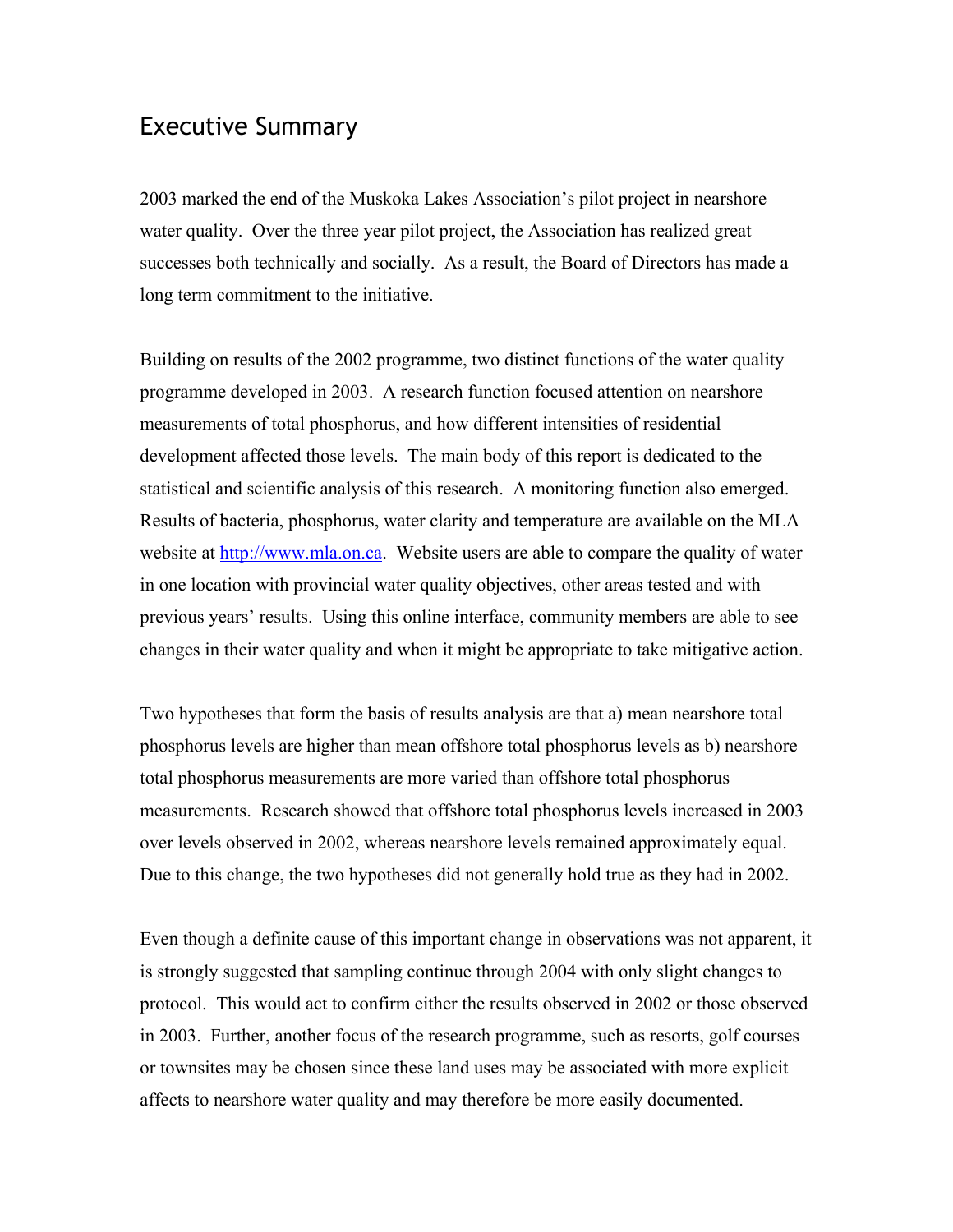# Executive Summary

2003 marked the end of the Muskoka Lakes Association's pilot project in nearshore water quality. Over the three year pilot project, the Association has realized great successes both technically and socially. As a result, the Board of Directors has made a long term commitment to the initiative.

Building on results of the 2002 programme, two distinct functions of the water quality programme developed in 2003. A research function focused attention on nearshore measurements of total phosphorus, and how different intensities of residential development affected those levels. The main body of this report is dedicated to the statistical and scientific analysis of this research. A monitoring function also emerged. Results of bacteria, phosphorus, water clarity and temperature are available on the MLA website at http://www.mla.on.ca. Website users are able to compare the quality of water in one location with provincial water quality objectives, other areas tested and with previous years' results. Using this online interface, community members are able to see changes in their water quality and when it might be appropriate to take mitigative action.

Two hypotheses that form the basis of results analysis are that a) mean nearshore total phosphorus levels are higher than mean offshore total phosphorus levels as b) nearshore total phosphorus measurements are more varied than offshore total phosphorus measurements. Research showed that offshore total phosphorus levels increased in 2003 over levels observed in 2002, whereas nearshore levels remained approximately equal. Due to this change, the two hypotheses did not generally hold true as they had in 2002.

Even though a definite cause of this important change in observations was not apparent, it is strongly suggested that sampling continue through 2004 with only slight changes to protocol. This would act to confirm either the results observed in 2002 or those observed in 2003. Further, another focus of the research programme, such as resorts, golf courses or townsites may be chosen since these land uses may be associated with more explicit affects to nearshore water quality and may therefore be more easily documented.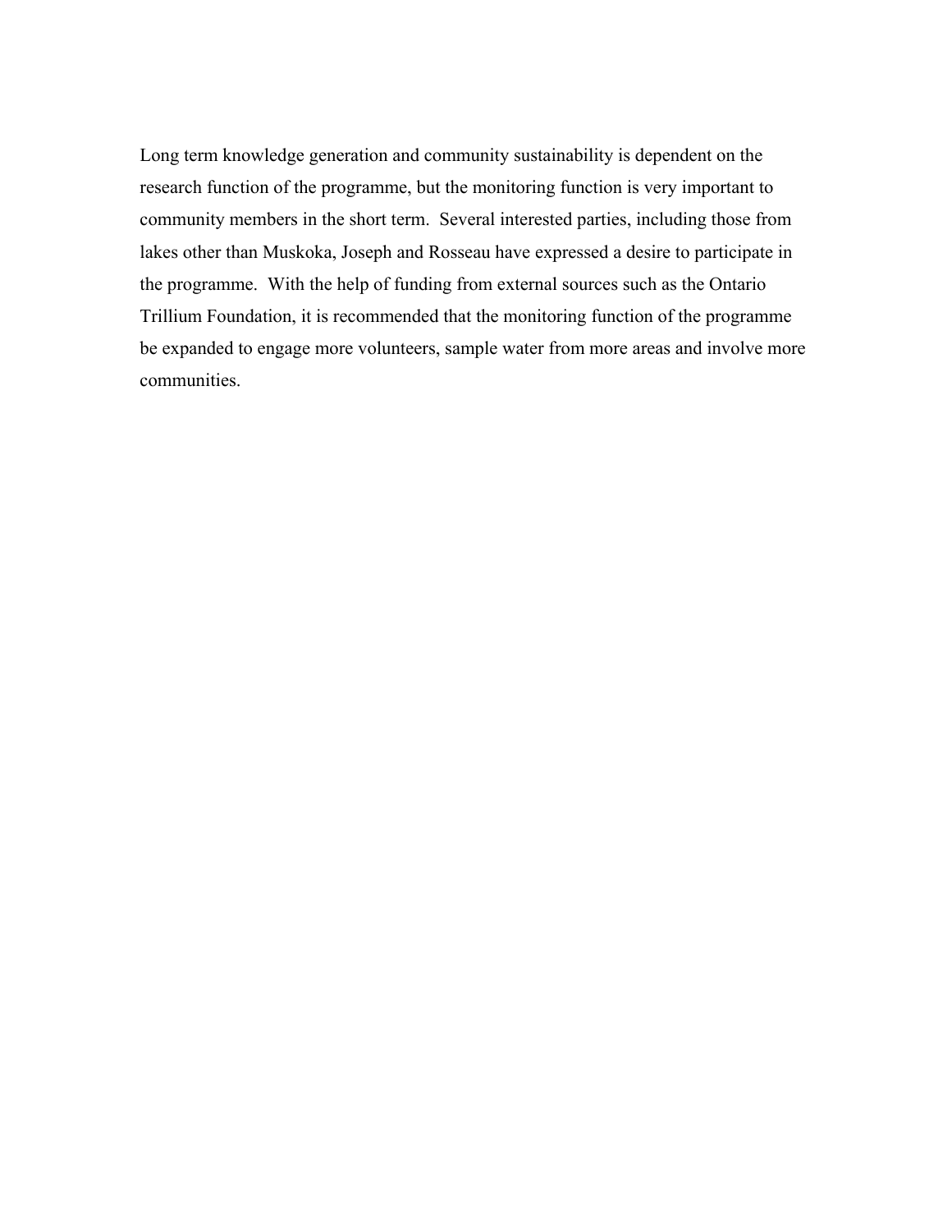Long term knowledge generation and community sustainability is dependent on the research function of the programme, but the monitoring function is very important to community members in the short term. Several interested parties, including those from lakes other than Muskoka, Joseph and Rosseau have expressed a desire to participate in the programme. With the help of funding from external sources such as the Ontario Trillium Foundation, it is recommended that the monitoring function of the programme be expanded to engage more volunteers, sample water from more areas and involve more communities.